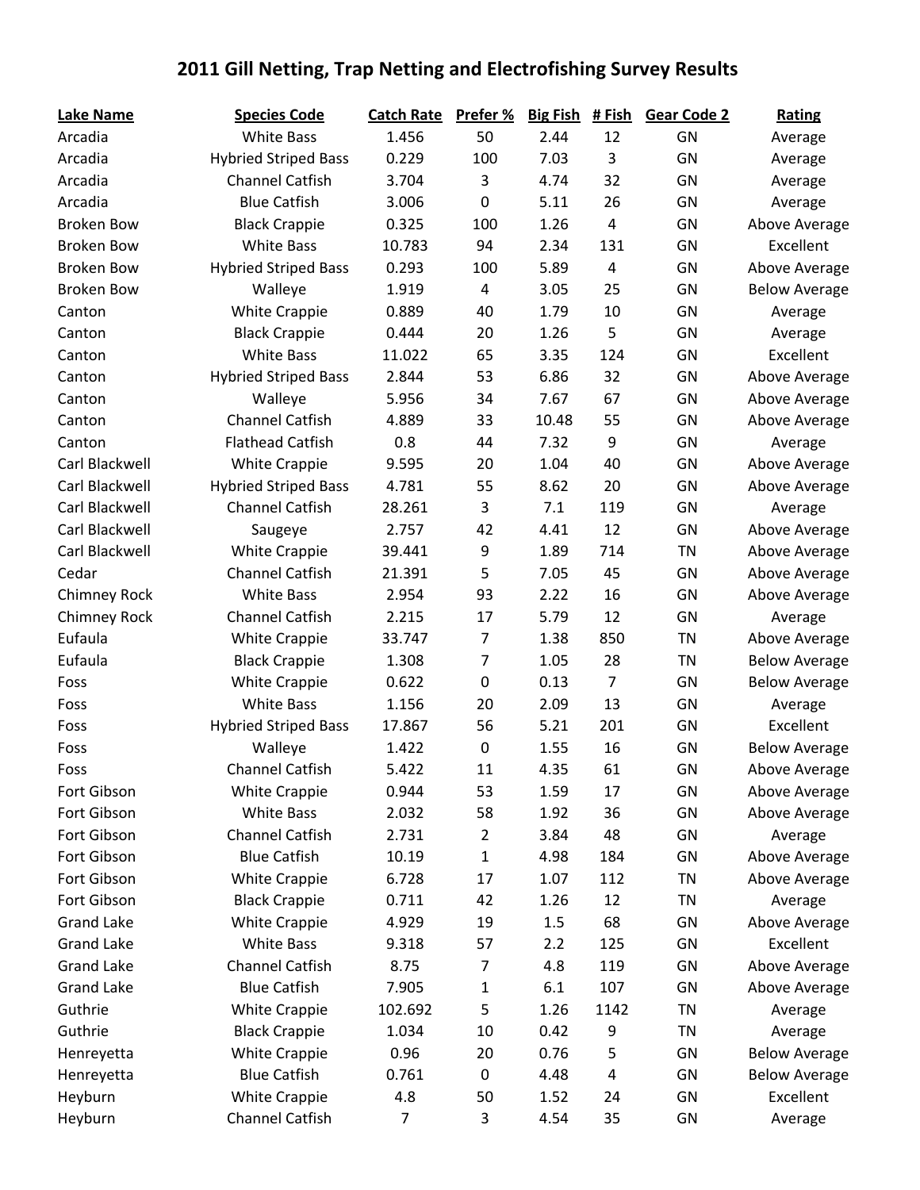# 2011 Gill Netting, Trap Netting and Electrofishing Survey Results

| Lake Name | Species Code | Catch Rate | Prefer % | Big Fish | # Fish | Gear Code 2 | Rating |
|---|---|---|---|---|---|---|---|
| Arcadia | White Bass | 1.456 | 50 | 2.44 | 12 | GN | Average |
| Arcadia | Hybried Striped Bass | 0.229 | 100 | 7.03 | 3 | GN | Average |
| Arcadia | Channel Catfish | 3.704 | 3 | 4.74 | 32 | GN | Average |
| Arcadia | Blue Catfish | 3.006 | 0 | 5.11 | 26 | GN | Average |
| Broken Bow | Black Crappie | 0.325 | 100 | 1.26 | 4 | GN | Above Average |
| Broken Bow | White Bass | 10.783 | 94 | 2.34 | 131 | GN | Excellent |
| Broken Bow | Hybried Striped Bass | 0.293 | 100 | 5.89 | 4 | GN | Above Average |
| Broken Bow | Walleye | 1.919 | 4 | 3.05 | 25 | GN | Below Average |
| Canton | White Crappie | 0.889 | 40 | 1.79 | 10 | GN | Average |
| Canton | Black Crappie | 0.444 | 20 | 1.26 | 5 | GN | Average |
| Canton | White Bass | 11.022 | 65 | 3.35 | 124 | GN | Excellent |
| Canton | Hybried Striped Bass | 2.844 | 53 | 6.86 | 32 | GN | Above Average |
| Canton | Walleye | 5.956 | 34 | 7.67 | 67 | GN | Above Average |
| Canton | Channel Catfish | 4.889 | 33 | 10.48 | 55 | GN | Above Average |
| Canton | Flathead Catfish | 0.8 | 44 | 7.32 | 9 | GN | Average |
| Carl Blackwell | White Crappie | 9.595 | 20 | 1.04 | 40 | GN | Above Average |
| Carl Blackwell | Hybried Striped Bass | 4.781 | 55 | 8.62 | 20 | GN | Above Average |
| Carl Blackwell | Channel Catfish | 28.261 | 3 | 7.1 | 119 | GN | Average |
| Carl Blackwell | Saugeye | 2.757 | 42 | 4.41 | 12 | GN | Above Average |
| Carl Blackwell | White Crappie | 39.441 | 9 | 1.89 | 714 | TN | Above Average |
| Cedar | Channel Catfish | 21.391 | 5 | 7.05 | 45 | GN | Above Average |
| Chimney Rock | White Bass | 2.954 | 93 | 2.22 | 16 | GN | Above Average |
| Chimney Rock | Channel Catfish | 2.215 | 17 | 5.79 | 12 | GN | Average |
| Eufaula | White Crappie | 33.747 | 7 | 1.38 | 850 | TN | Above Average |
| Eufaula | Black Crappie | 1.308 | 7 | 1.05 | 28 | TN | Below Average |
| Foss | White Crappie | 0.622 | 0 | 0.13 | 7 | GN | Below Average |
| Foss | White Bass | 1.156 | 20 | 2.09 | 13 | GN | Average |
| Foss | Hybried Striped Bass | 17.867 | 56 | 5.21 | 201 | GN | Excellent |
| Foss | Walleye | 1.422 | 0 | 1.55 | 16 | GN | Below Average |
| Foss | Channel Catfish | 5.422 | 11 | 4.35 | 61 | GN | Above Average |
| Fort Gibson | White Crappie | 0.944 | 53 | 1.59 | 17 | GN | Above Average |
| Fort Gibson | White Bass | 2.032 | 58 | 1.92 | 36 | GN | Above Average |
| Fort Gibson | Channel Catfish | 2.731 | 2 | 3.84 | 48 | GN | Average |
| Fort Gibson | Blue Catfish | 10.19 | 1 | 4.98 | 184 | GN | Above Average |
| Fort Gibson | White Crappie | 6.728 | 17 | 1.07 | 112 | TN | Above Average |
| Fort Gibson | Black Crappie | 0.711 | 42 | 1.26 | 12 | TN | Average |
| Grand Lake | White Crappie | 4.929 | 19 | 1.5 | 68 | GN | Above Average |
| Grand Lake | White Bass | 9.318 | 57 | 2.2 | 125 | GN | Excellent |
| Grand Lake | Channel Catfish | 8.75 | 7 | 4.8 | 119 | GN | Above Average |
| Grand Lake | Blue Catfish | 7.905 | 1 | 6.1 | 107 | GN | Above Average |
| Guthrie | White Crappie | 102.692 | 5 | 1.26 | 1142 | TN | Average |
| Guthrie | Black Crappie | 1.034 | 10 | 0.42 | 9 | TN | Average |
| Henreyetta | White Crappie | 0.96 | 20 | 0.76 | 5 | GN | Below Average |
| Henreyetta | Blue Catfish | 0.761 | 0 | 4.48 | 4 | GN | Below Average |
| Heyburn | White Crappie | 4.8 | 50 | 1.52 | 24 | GN | Excellent |
| Heyburn | Channel Catfish | 7 | 3 | 4.54 | 35 | GN | Average |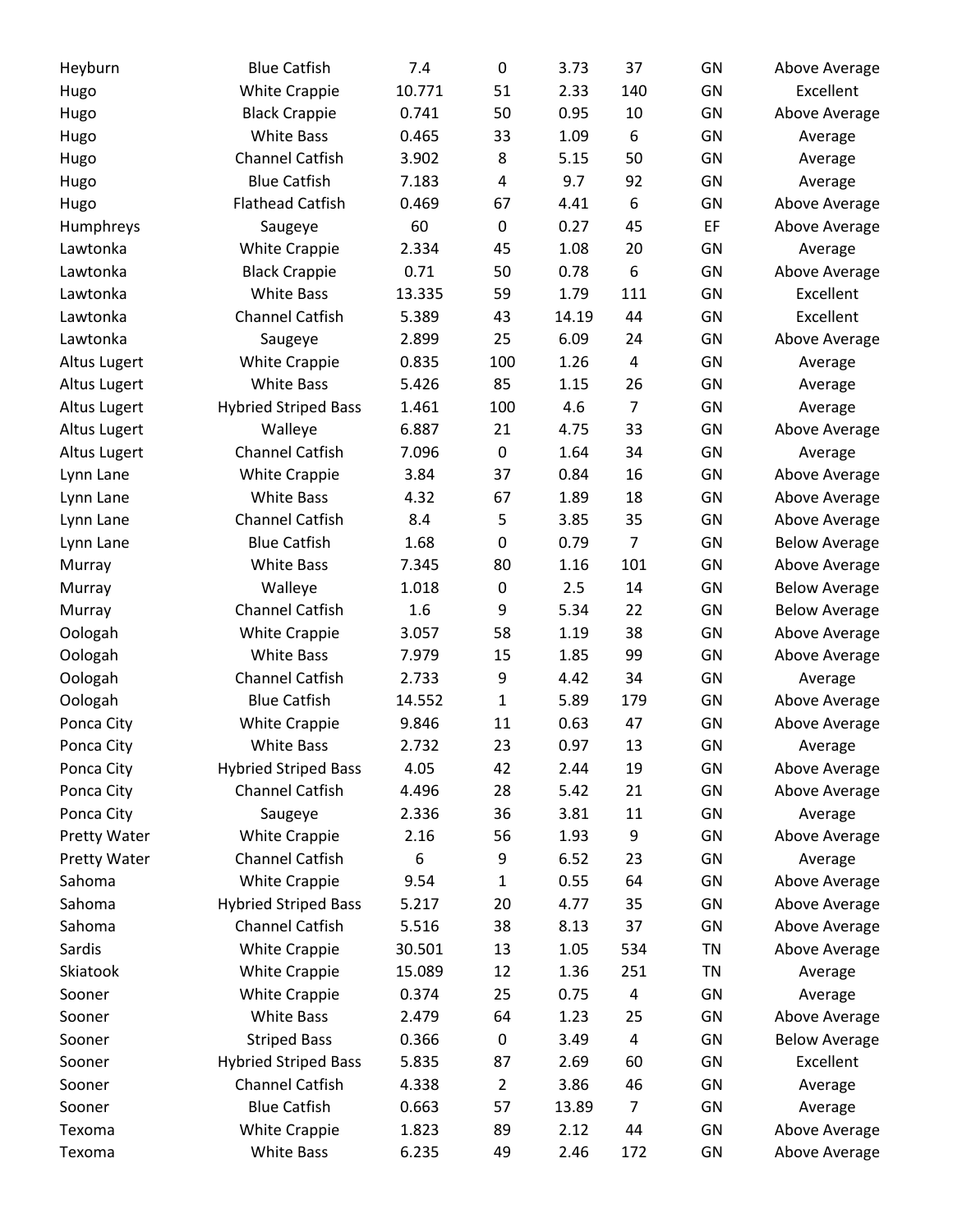| | | | | | | | |
|---|---|---|---|---|---|---|---|
| Heyburn | Blue Catfish | 7.4 | 0 | 3.73 | 37 | GN | Above Average |
| Hugo | White Crappie | 10.771 | 51 | 2.33 | 140 | GN | Excellent |
| Hugo | Black Crappie | 0.741 | 50 | 0.95 | 10 | GN | Above Average |
| Hugo | White Bass | 0.465 | 33 | 1.09 | 6 | GN | Average |
| Hugo | Channel Catfish | 3.902 | 8 | 5.15 | 50 | GN | Average |
| Hugo | Blue Catfish | 7.183 | 4 | 9.7 | 92 | GN | Average |
| Hugo | Flathead Catfish | 0.469 | 67 | 4.41 | 6 | GN | Above Average |
| Humphreys | Saugeye | 60 | 0 | 0.27 | 45 | EF | Above Average |
| Lawtonka | White Crappie | 2.334 | 45 | 1.08 | 20 | GN | Average |
| Lawtonka | Black Crappie | 0.71 | 50 | 0.78 | 6 | GN | Above Average |
| Lawtonka | White Bass | 13.335 | 59 | 1.79 | 111 | GN | Excellent |
| Lawtonka | Channel Catfish | 5.389 | 43 | 14.19 | 44 | GN | Excellent |
| Lawtonka | Saugeye | 2.899 | 25 | 6.09 | 24 | GN | Above Average |
| Altus Lugert | White Crappie | 0.835 | 100 | 1.26 | 4 | GN | Average |
| Altus Lugert | White Bass | 5.426 | 85 | 1.15 | 26 | GN | Average |
| Altus Lugert | Hybried Striped Bass | 1.461 | 100 | 4.6 | 7 | GN | Average |
| Altus Lugert | Walleye | 6.887 | 21 | 4.75 | 33 | GN | Above Average |
| Altus Lugert | Channel Catfish | 7.096 | 0 | 1.64 | 34 | GN | Average |
| Lynn Lane | White Crappie | 3.84 | 37 | 0.84 | 16 | GN | Above Average |
| Lynn Lane | White Bass | 4.32 | 67 | 1.89 | 18 | GN | Above Average |
| Lynn Lane | Channel Catfish | 8.4 | 5 | 3.85 | 35 | GN | Above Average |
| Lynn Lane | Blue Catfish | 1.68 | 0 | 0.79 | 7 | GN | Below Average |
| Murray | White Bass | 7.345 | 80 | 1.16 | 101 | GN | Above Average |
| Murray | Walleye | 1.018 | 0 | 2.5 | 14 | GN | Below Average |
| Murray | Channel Catfish | 1.6 | 9 | 5.34 | 22 | GN | Below Average |
| Oologah | White Crappie | 3.057 | 58 | 1.19 | 38 | GN | Above Average |
| Oologah | White Bass | 7.979 | 15 | 1.85 | 99 | GN | Above Average |
| Oologah | Channel Catfish | 2.733 | 9 | 4.42 | 34 | GN | Average |
| Oologah | Blue Catfish | 14.552 | 1 | 5.89 | 179 | GN | Above Average |
| Ponca City | White Crappie | 9.846 | 11 | 0.63 | 47 | GN | Above Average |
| Ponca City | White Bass | 2.732 | 23 | 0.97 | 13 | GN | Average |
| Ponca City | Hybried Striped Bass | 4.05 | 42 | 2.44 | 19 | GN | Above Average |
| Ponca City | Channel Catfish | 4.496 | 28 | 5.42 | 21 | GN | Above Average |
| Ponca City | Saugeye | 2.336 | 36 | 3.81 | 11 | GN | Average |
| Pretty Water | White Crappie | 2.16 | 56 | 1.93 | 9 | GN | Above Average |
| Pretty Water | Channel Catfish | 6 | 9 | 6.52 | 23 | GN | Average |
| Sahoma | White Crappie | 9.54 | 1 | 0.55 | 64 | GN | Above Average |
| Sahoma | Hybried Striped Bass | 5.217 | 20 | 4.77 | 35 | GN | Above Average |
| Sahoma | Channel Catfish | 5.516 | 38 | 8.13 | 37 | GN | Above Average |
| Sardis | White Crappie | 30.501 | 13 | 1.05 | 534 | TN | Above Average |
| Skiatook | White Crappie | 15.089 | 12 | 1.36 | 251 | TN | Average |
| Sooner | White Crappie | 0.374 | 25 | 0.75 | 4 | GN | Average |
| Sooner | White Bass | 2.479 | 64 | 1.23 | 25 | GN | Above Average |
| Sooner | Striped Bass | 0.366 | 0 | 3.49 | 4 | GN | Below Average |
| Sooner | Hybried Striped Bass | 5.835 | 87 | 2.69 | 60 | GN | Excellent |
| Sooner | Channel Catfish | 4.338 | 2 | 3.86 | 46 | GN | Average |
| Sooner | Blue Catfish | 0.663 | 57 | 13.89 | 7 | GN | Average |
| Texoma | White Crappie | 1.823 | 89 | 2.12 | 44 | GN | Above Average |
| Texoma | White Bass | 6.235 | 49 | 2.46 | 172 | GN | Above Average |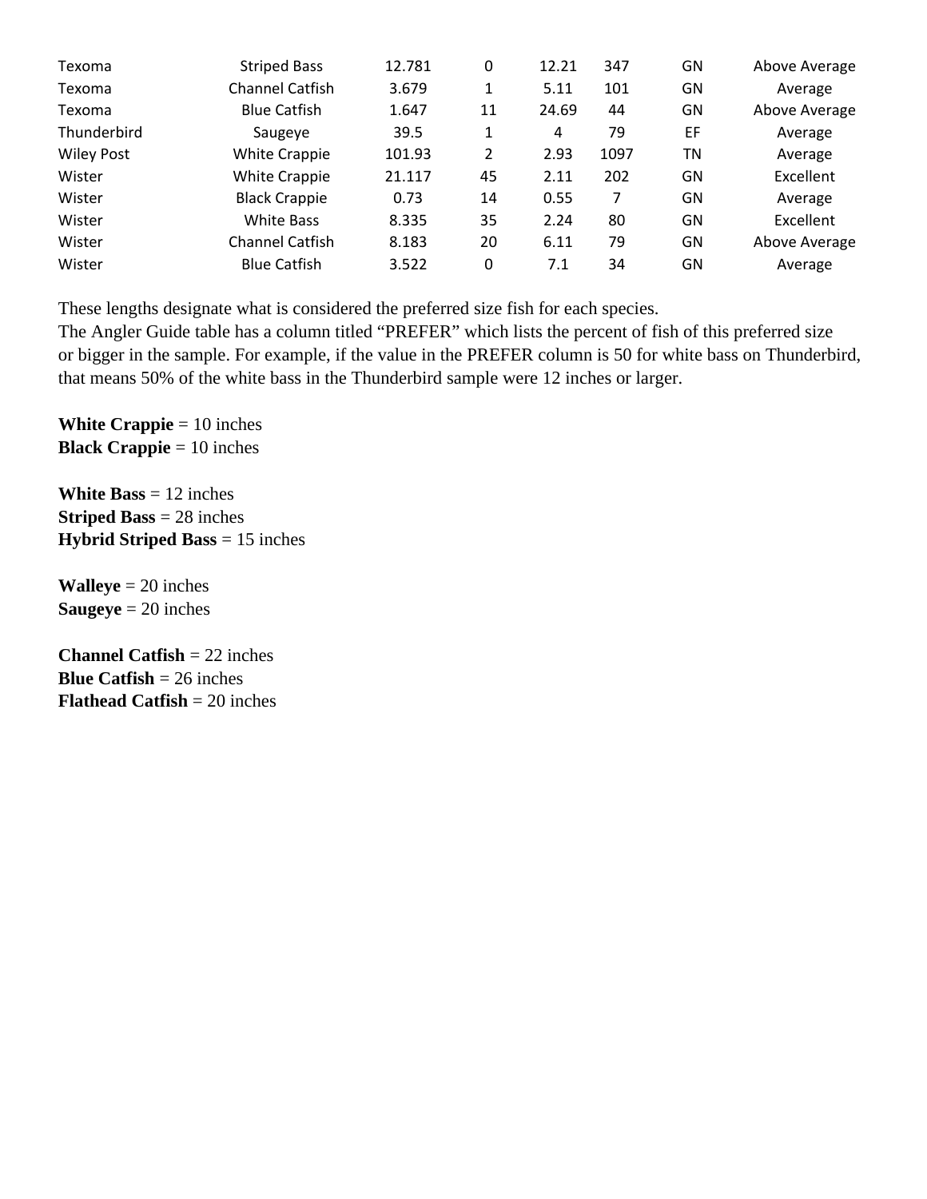| | | | | | | | |
|---|---|---|---|---|---|---|---|
| Texoma | Striped Bass | 12.781 | 0 | 12.21 | 347 | GN | Above Average |
| Texoma | Channel Catfish | 3.679 | 1 | 5.11 | 101 | GN | Average |
| Texoma | Blue Catfish | 1.647 | 11 | 24.69 | 44 | GN | Above Average |
| Thunderbird | Saugeye | 39.5 | 1 | 4 | 79 | EF | Average |
| Wiley Post | White Crappie | 101.93 | 2 | 2.93 | 1097 | TN | Average |
| Wister | White Crappie | 21.117 | 45 | 2.11 | 202 | GN | Excellent |
| Wister | Black Crappie | 0.73 | 14 | 0.55 | 7 | GN | Average |
| Wister | White Bass | 8.335 | 35 | 2.24 | 80 | GN | Excellent |
| Wister | Channel Catfish | 8.183 | 20 | 6.11 | 79 | GN | Above Average |
| Wister | Blue Catfish | 3.522 | 0 | 7.1 | 34 | GN | Average |

These lengths designate what is considered the preferred size fish for each species.
The Angler Guide table has a column titled "PREFER" which lists the percent of fish of this preferred size or bigger in the sample. For example, if the value in the PREFER column is 50 for white bass on Thunderbird, that means 50% of the white bass in the Thunderbird sample were 12 inches or larger.

**White Crappie** = 10 inches
**Black Crappie** = 10 inches

**White Bass** = 12 inches
**Striped Bass** = 28 inches
**Hybrid Striped Bass** = 15 inches

**Walleye** = 20 inches
**Saugeye** = 20 inches

**Channel Catfish** = 22 inches
**Blue Catfish** = 26 inches
**Flathead Catfish** = 20 inches